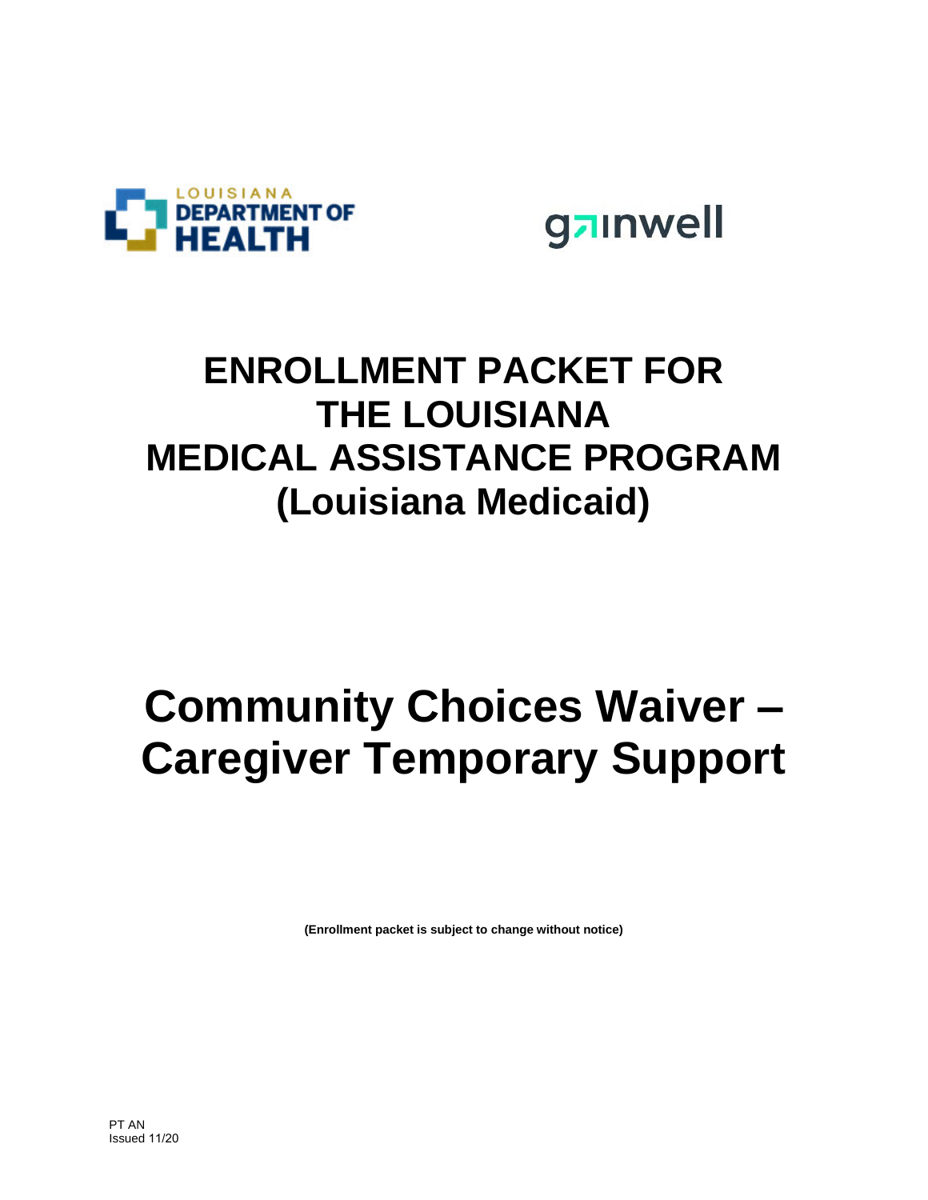LOUISIANA DEPARTMENT OF HEALTH

gainwell

# ENROLLMENT PACKET FOR THE LOUISIANA MEDICAL ASSISTANCE PROGRAM (Louisiana Medicaid)

# Community Choices Waiver – Caregiver Temporary Support

**(Enrollment packet is subject to change without notice)**

PT AN
Issued 11/20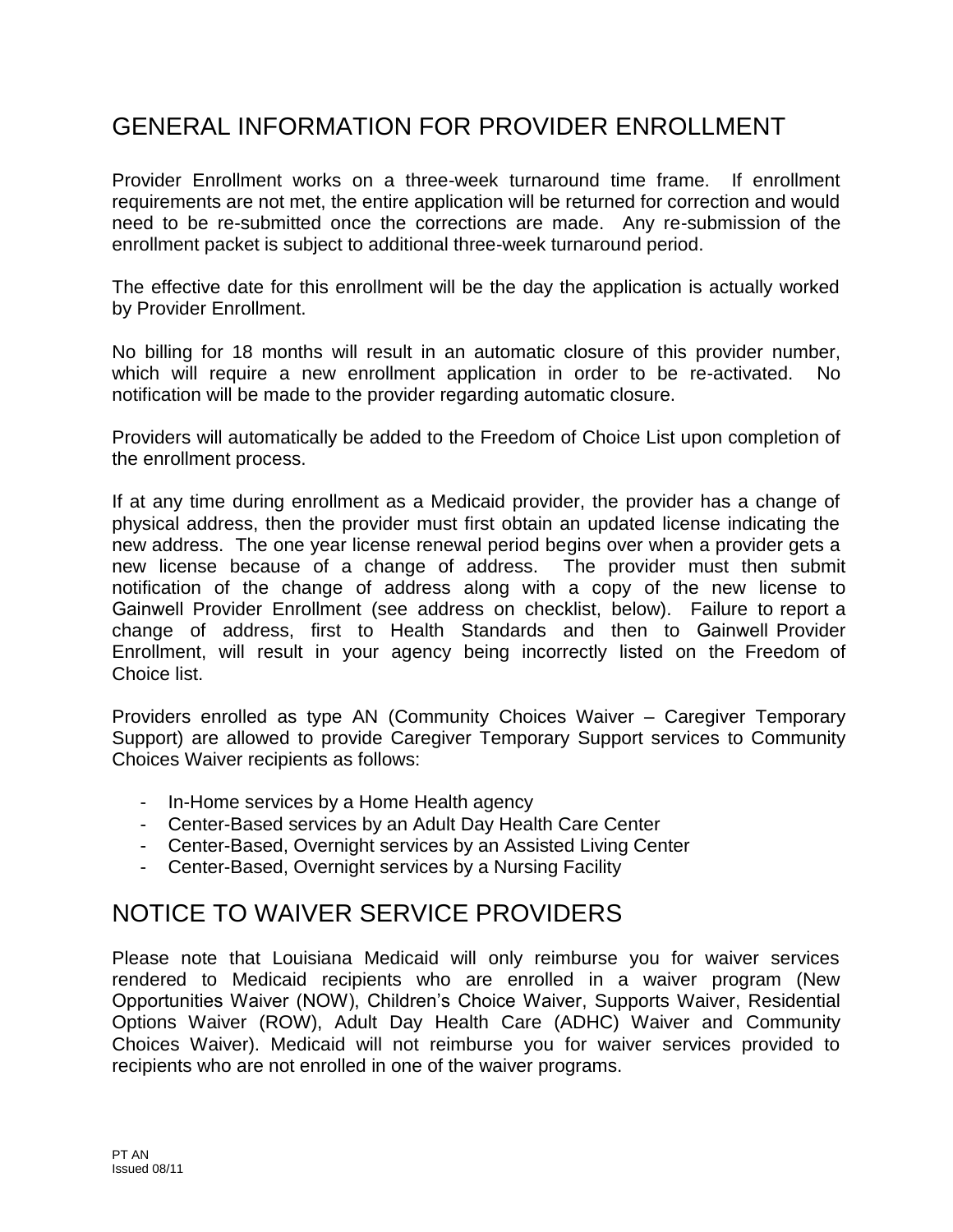# GENERAL INFORMATION FOR PROVIDER ENROLLMENT

Provider Enrollment works on a three-week turnaround time frame. If enrollment requirements are not met, the entire application will be returned for correction and would need to be re-submitted once the corrections are made. Any re-submission of the enrollment packet is subject to additional three-week turnaround period.

The effective date for this enrollment will be the day the application is actually worked by Provider Enrollment.

No billing for 18 months will result in an automatic closure of this provider number, which will require a new enrollment application in order to be re-activated. No notification will be made to the provider regarding automatic closure.

Providers will automatically be added to the Freedom of Choice List upon completion of the enrollment process.

If at any time during enrollment as a Medicaid provider, the provider has a change of physical address, then the provider must first obtain an updated license indicating the new address. The one year license renewal period begins over when a provider gets a new license because of a change of address. The provider must then submit notification of the change of address along with a copy of the new license to Gainwell Provider Enrollment (see address on checklist, below). Failure to report a change of address, first to Health Standards and then to Gainwell Provider Enrollment, will result in your agency being incorrectly listed on the Freedom of Choice list.

Providers enrolled as type AN (Community Choices Waiver – Caregiver Temporary Support) are allowed to provide Caregiver Temporary Support services to Community Choices Waiver recipients as follows:

- In-Home services by a Home Health agency
- Center-Based services by an Adult Day Health Care Center
- Center-Based, Overnight services by an Assisted Living Center
- Center-Based, Overnight services by a Nursing Facility

# NOTICE TO WAIVER SERVICE PROVIDERS

Please note that Louisiana Medicaid will only reimburse you for waiver services rendered to Medicaid recipients who are enrolled in a waiver program (New Opportunities Waiver (NOW), Children's Choice Waiver, Supports Waiver, Residential Options Waiver (ROW), Adult Day Health Care (ADHC) Waiver and Community Choices Waiver). Medicaid will not reimburse you for waiver services provided to recipients who are not enrolled in one of the waiver programs.

PT AN
Issued 08/11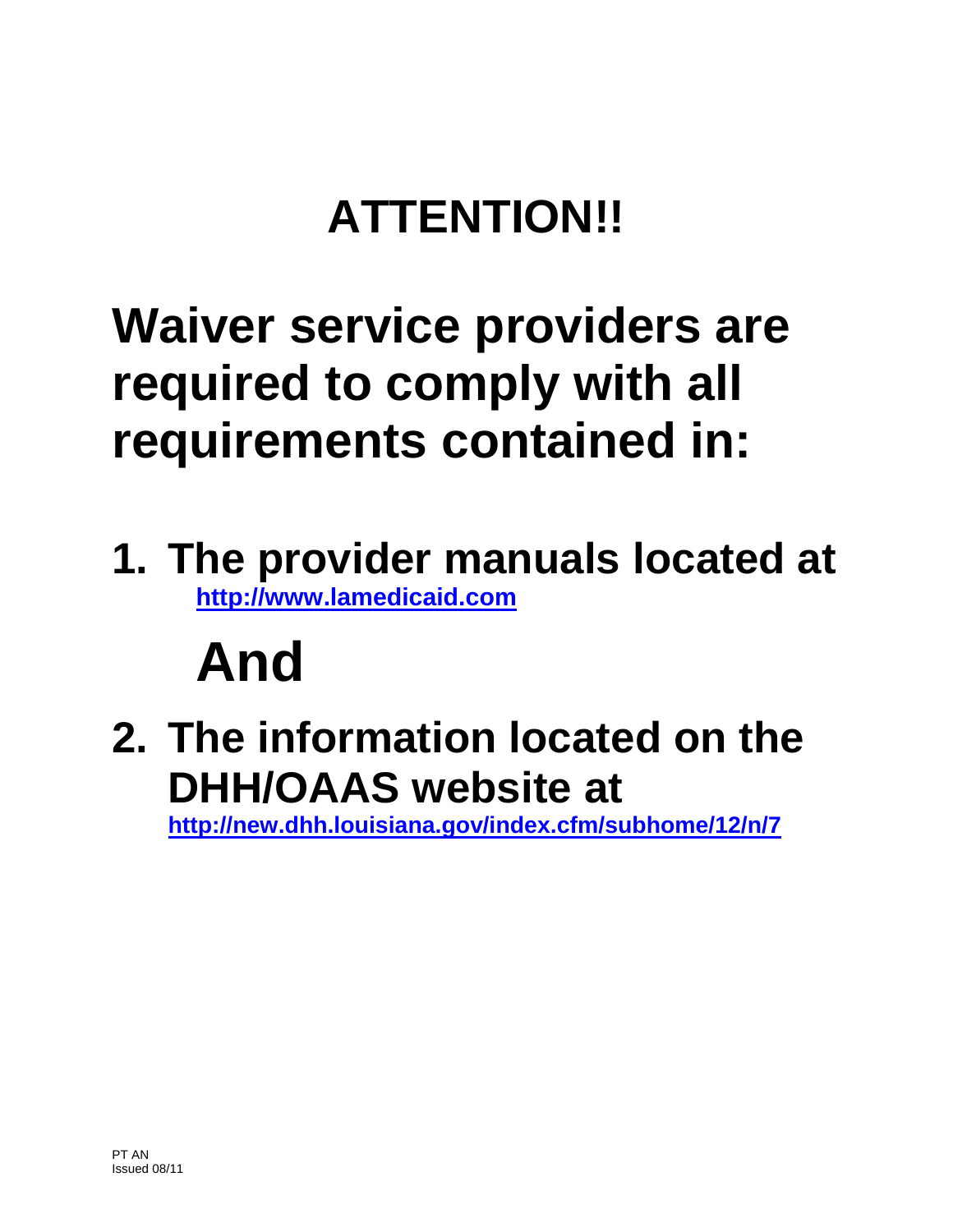# ATTENTION!!

## Waiver service providers are required to comply with all requirements contained in:

1. **The provider manuals located at** [http://www.lamedicaid.com](http://www.lamedicaid.com)

   **And**

2. **The information located on the DHH/OAAS website at** [http://new.dhh.louisiana.gov/index.cfm/subhome/12/n/7](http://new.dhh.louisiana.gov/index.cfm/subhome/12/n/7)

PT AN
Issued 08/11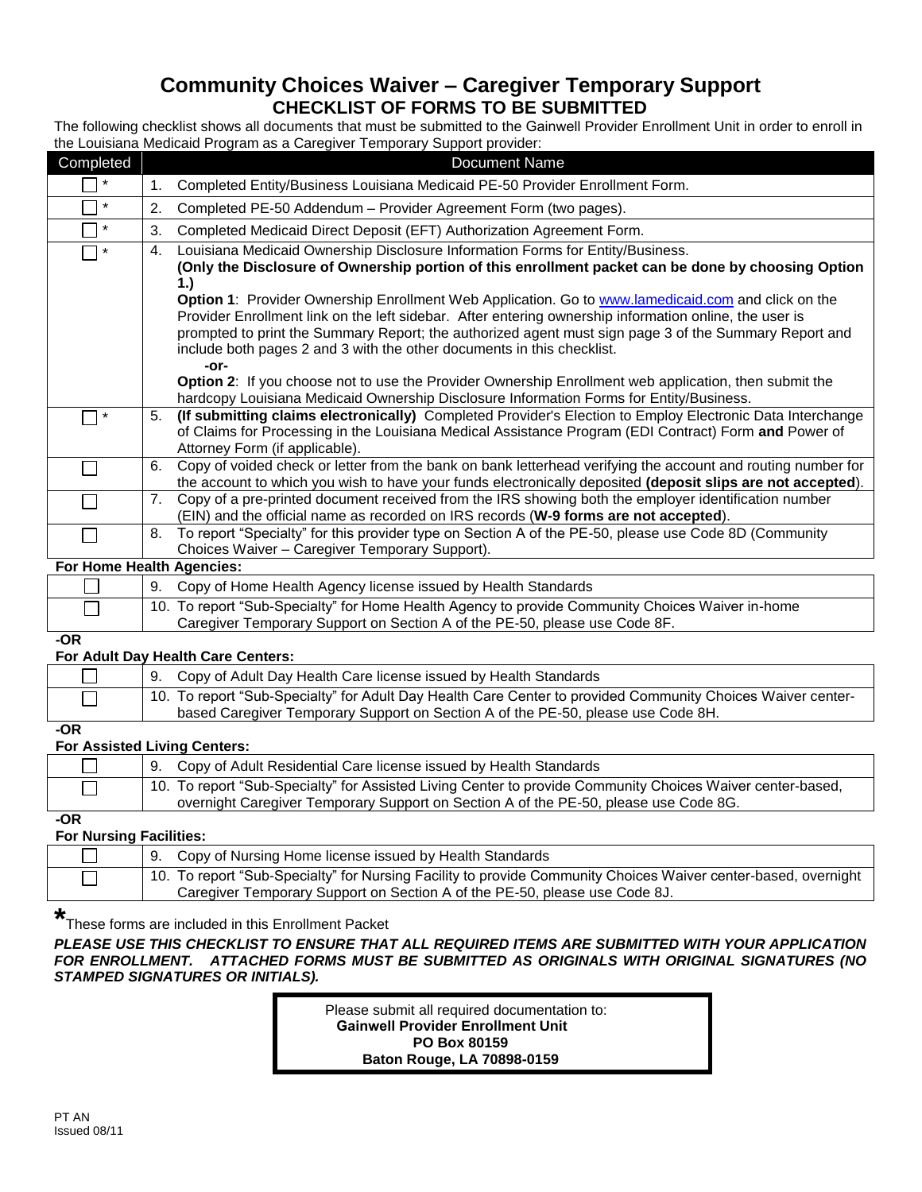# Community Choices Waiver – Caregiver Temporary Support

## CHECKLIST OF FORMS TO BE SUBMITTED

The following checklist shows all documents that must be submitted to the Gainwell Provider Enrollment Unit in order to enroll in the Louisiana Medicaid Program as a Caregiver Temporary Support provider:

| Completed | Document Name |
|---|---|
| ☐ * | 1. Completed Entity/Business Louisiana Medicaid PE-50 Provider Enrollment Form. |
| ☐ * | 2. Completed PE-50 Addendum – Provider Agreement Form (two pages). |
| ☐ * | 3. Completed Medicaid Direct Deposit (EFT) Authorization Agreement Form. |
| ☐ * | 4. Louisiana Medicaid Ownership Disclosure Information Forms for Entity/Business. **(Only the Disclosure of Ownership portion of this enrollment packet can be done by choosing Option 1.)** **Option 1**: Provider Ownership Enrollment Web Application. Go to www.lamedicaid.com and click on the Provider Enrollment link on the left sidebar. After entering ownership information online, the user is prompted to print the Summary Report; the authorized agent must sign page 3 of the Summary Report and include both pages 2 and 3 with the other documents in this checklist. **-or-** **Option 2**: If you choose not to use the Provider Ownership Enrollment web application, then submit the hardcopy Louisiana Medicaid Ownership Disclosure Information Forms for Entity/Business. |
| ☐ * | 5. **(If submitting claims electronically)** Completed Provider's Election to Employ Electronic Data Interchange of Claims for Processing in the Louisiana Medical Assistance Program (EDI Contract) Form **and** Power of Attorney Form (if applicable). |
| ☐ | 6. Copy of voided check or letter from the bank on bank letterhead verifying the account and routing number for the account to which you wish to have your funds electronically deposited **(deposit slips are not accepted)**. |
| ☐ | 7. Copy of a pre-printed document received from the IRS showing both the employer identification number (EIN) and the official name as recorded on IRS records (**W-9 forms are not accepted**). |
| ☐ | 8. To report "Specialty" for this provider type on Section A of the PE-50, please use Code 8D (Community Choices Waiver – Caregiver Temporary Support). |

**For Home Health Agencies:**

| | |
|---|---|
| ☐ | 9. Copy of Home Health Agency license issued by Health Standards |
| ☐ | 10. To report "Sub-Specialty" for Home Health Agency to provide Community Choices Waiver in-home Caregiver Temporary Support on Section A of the PE-50, please use Code 8F. |

**-OR**

**For Adult Day Health Care Centers:**

| | |
|---|---|
| ☐ | 9. Copy of Adult Day Health Care license issued by Health Standards |
| ☐ | 10. To report "Sub-Specialty" for Adult Day Health Care Center to provided Community Choices Waiver center-based Caregiver Temporary Support on Section A of the PE-50, please use Code 8H. |

**-OR**

**For Assisted Living Centers:**

| | |
|---|---|
| ☐ | 9. Copy of Adult Residential Care license issued by Health Standards |
| ☐ | 10. To report "Sub-Specialty" for Assisted Living Center to provide Community Choices Waiver center-based, overnight Caregiver Temporary Support on Section A of the PE-50, please use Code 8G. |

**-OR**

**For Nursing Facilities:**

| | |
|---|---|
| ☐ | 9. Copy of Nursing Home license issued by Health Standards |
| ☐ | 10. To report "Sub-Specialty" for Nursing Facility to provide Community Choices Waiver center-based, overnight Caregiver Temporary Support on Section A of the PE-50, please use Code 8J. |

**\***These forms are included in this Enrollment Packet

***PLEASE USE THIS CHECKLIST TO ENSURE THAT ALL REQUIRED ITEMS ARE SUBMITTED WITH YOUR APPLICATION FOR ENROLLMENT. ATTACHED FORMS MUST BE SUBMITTED AS ORIGINALS WITH ORIGINAL SIGNATURES (NO STAMPED SIGNATURES OR INITIALS).***

Please submit all required documentation to:
**Gainwell Provider Enrollment Unit**
**PO Box 80159**
**Baton Rouge, LA 70898-0159**

PT AN
Issued 08/11